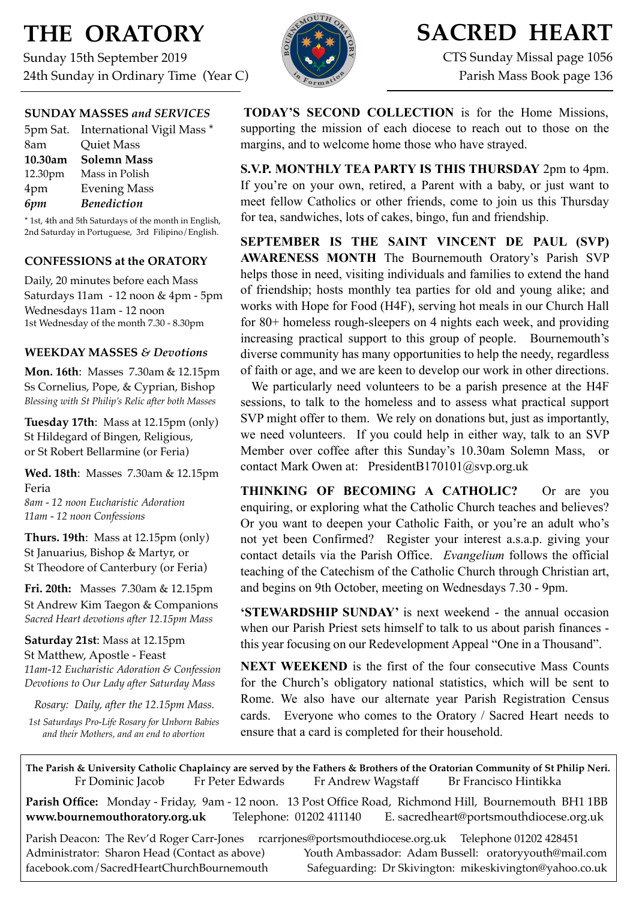# THE ORATORY

Sunday 15th September 2019
24th Sunday in Ordinary Time (Year C)

# SACRED HEART

CTS Sunday Missal page 1056
Parish Mass Book page 136

### SUNDAY MASSES *and SERVICES*

| | |
|---|---|
| 5pm Sat. | International Vigil Mass * |
| 8am | Quiet Mass |
| **10.30am** | **Solemn Mass** |
| 12.30pm | Mass in Polish |
| 4pm | Evening Mass |
| ***6pm*** | ***Benediction*** |

* 1st, 4th and 5th Saturdays of the month in English, 2nd Saturday in Portuguese, 3rd Filipino/English.

### CONFESSIONS at the ORATORY

Daily, 20 minutes before each Mass
Saturdays 11am - 12 noon & 4pm - 5pm
Wednesdays 11am - 12 noon
1st Wednesday of the month 7.30 - 8.30pm

### WEEKDAY MASSES *& Devotions*

**Mon. 16th**: Masses 7.30am & 12.15pm
Ss Cornelius, Pope, & Cyprian, Bishop
*Blessing with St Philip's Relic after both Masses*

**Tuesday 17th**: Mass at 12.15pm (only)
St Hildegard of Bingen, Religious,
or St Robert Bellarmine (or Feria)

**Wed. 18th**: Masses 7.30am & 12.15pm
Feria
*8am - 12 noon Eucharistic Adoration*
*11am - 12 noon Confessions*

**Thurs. 19th**: Mass at 12.15pm (only)
St Januarius, Bishop & Martyr, or
St Theodore of Canterbury (or Feria)

**Fri. 20th:** Masses 7.30am & 12.15pm
St Andrew Kim Taegon & Companions
*Sacred Heart devotions after 12.15pm Mass*

**Saturday 21st**: Mass at 12.15pm
St Matthew, Apostle - Feast
*11am-12 Eucharistic Adoration & Confession*
*Devotions to Our Lady after Saturday Mass*

*Rosary: Daily, after the 12.15pm Mass.*

*1st Saturdays Pro-Life Rosary for Unborn Babies and their Mothers, and an end to abortion*

**TODAY'S SECOND COLLECTION** is for the Home Missions, supporting the mission of each diocese to reach out to those on the margins, and to welcome home those who have strayed.

**S.V.P. MONTHLY TEA PARTY IS THIS THURSDAY** 2pm to 4pm. If you're on your own, retired, a Parent with a baby, or just want to meet fellow Catholics or other friends, come to join us this Thursday for tea, sandwiches, lots of cakes, bingo, fun and friendship.

**SEPTEMBER IS THE SAINT VINCENT DE PAUL (SVP) AWARENESS MONTH** The Bournemouth Oratory's Parish SVP helps those in need, visiting individuals and families to extend the hand of friendship; hosts monthly tea parties for old and young alike; and works with Hope for Food (H4F), serving hot meals in our Church Hall for 80+ homeless rough-sleepers on 4 nights each week, and providing increasing practical support to this group of people. Bournemouth's diverse community has many opportunities to help the needy, regardless of faith or age, and we are keen to develop our work in other directions.

We particularly need volunteers to be a parish presence at the H4F sessions, to talk to the homeless and to assess what practical support SVP might offer to them. We rely on donations but, just as importantly, we need volunteers. If you could help in either way, talk to an SVP Member over coffee after this Sunday's 10.30am Solemn Mass, or contact Mark Owen at: PresidentB170101@svp.org.uk

**THINKING OF BECOMING A CATHOLIC?** Or are you enquiring, or exploring what the Catholic Church teaches and believes? Or you want to deepen your Catholic Faith, or you're an adult who's not yet been Confirmed? Register your interest a.s.a.p. giving your contact details via the Parish Office. *Evangelium* follows the official teaching of the Catechism of the Catholic Church through Christian art, and begins on 9th October, meeting on Wednesdays 7.30 - 9pm.

**'STEWARDSHIP SUNDAY'** is next weekend - the annual occasion when our Parish Priest sets himself to talk to us about parish finances - this year focusing on our Redevelopment Appeal "One in a Thousand".

**NEXT WEEKEND** is the first of the four consecutive Mass Counts for the Church's obligatory national statistics, which will be sent to Rome. We also have our alternate year Parish Registration Census cards. Everyone who comes to the Oratory / Sacred Heart needs to ensure that a card is completed for their household.

**The Parish & University Catholic Chaplaincy are served by the Fathers & Brothers of the Oratorian Community of St Philip Neri.**
Fr Dominic Jacob    Fr Peter Edwards    Fr Andrew Wagstaff    Br Francisco Hintikka

**Parish Office:** Monday - Friday, 9am - 12 noon. 13 Post Office Road, Richmond Hill, Bournemouth BH1 1BB
**www.bournemouthoratory.org.uk**    Telephone: 01202 411140    E. sacredheart@portsmouthdiocese.org.uk

Parish Deacon: The Rev'd Roger Carr-Jones    rcarrjones@portsmouthdiocese.org.uk    Telephone 01202 428451
Administrator: Sharon Head (Contact as above)    Youth Ambassador: Adam Bussell: oratoryyouth@mail.com
facebook.com/SacredHeartChurchBournemouth    Safeguarding: Dr Skivington: mikeskivington@yahoo.co.uk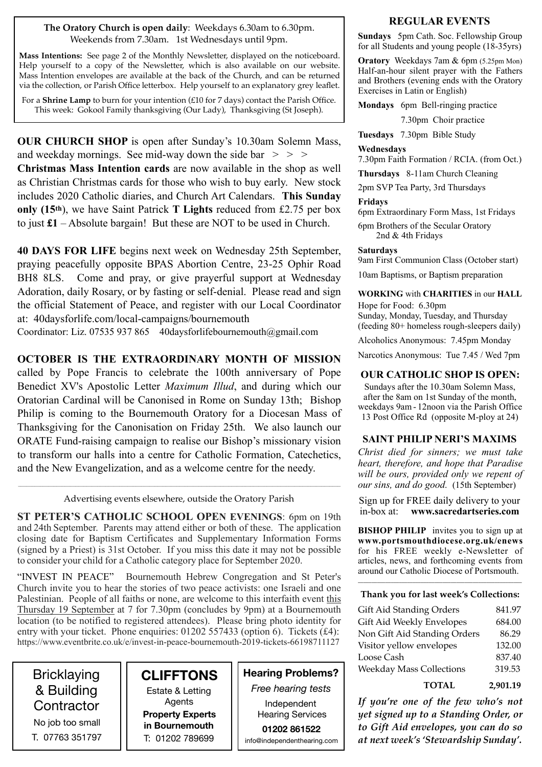**The Oratory Church is open daily**: Weekdays 6.30am to 6.30pm. Weekends from 7.30am. 1st Wednesdays until 9pm.

**Mass Intentions:** See page 2 of the Monthly Newsletter, displayed on the noticeboard. Help yourself to a copy of the Newsletter, which is also available on our website. Mass Intention envelopes are available at the back of the Church, and can be returned via the collection, or Parish Office letterbox. Help yourself to an explanatory grey leaflet.

For a **Shrine Lamp** to burn for your intention (£10 for 7 days) contact the Parish Office. This week: Gokool Family thanksgiving (Our Lady), Thanksgiving (St Joseph).

**OUR CHURCH SHOP** is open after Sunday's 10.30am Solemn Mass, and weekday mornings. See mid-way down the side bar > > >
**Christmas Mass Intention cards** are now available in the shop as well as Christian Christmas cards for those who wish to buy early. New stock includes 2020 Catholic diaries, and Church Art Calendars. **This Sunday only (15th)**, we have Saint Patrick **T Lights** reduced from £2.75 per box to just **£1** – Absolute bargain! But these are NOT to be used in Church.

**40 DAYS FOR LIFE** begins next week on Wednesday 25th September, praying peacefully opposite BPAS Abortion Centre, 23-25 Ophir Road BH8 8LS. Come and pray, or give prayerful support at Wednesday Adoration, daily Rosary, or by fasting or self-denial. Please read and sign the official Statement of Peace, and register with our Local Coordinator at: 40daysforlife.com/local-campaigns/bournemouth
Coordinator: Liz. 07535 937 865 40daysforlifebournemouth@gmail.com

**OCTOBER IS THE EXTRAORDINARY MONTH OF MISSION** called by Pope Francis to celebrate the 100th anniversary of Pope Benedict XV's Apostolic Letter *Maximum Illud*, and during which our Oratorian Cardinal will be Canonised in Rome on Sunday 13th; Bishop Philip is coming to the Bournemouth Oratory for a Diocesan Mass of Thanksgiving for the Canonisation on Friday 25th. We also launch our ORATE Fund-raising campaign to realise our Bishop's missionary vision to transform our halls into a centre for Catholic Formation, Catechetics, and the New Evangelization, and as a welcome centre for the needy.

---

Advertising events elsewhere, outside the Oratory Parish

**ST PETER'S CATHOLIC SCHOOL OPEN EVENINGS**: 6pm on 19th and 24th September. Parents may attend either or both of these. The application closing date for Baptism Certificates and Supplementary Information Forms (signed by a Priest) is 31st October. If you miss this date it may not be possible to consider your child for a Catholic category place for September 2020.

"INVEST IN PEACE" Bournemouth Hebrew Congregation and St Peter's Church invite you to hear the stories of two peace activists: one Israeli and one Palestinian. People of all faiths or none, are welcome to this interfaith event this Thursday 19 September at 7 for 7.30pm (concludes by 9pm) at a Bournemouth location (to be notified to registered attendees). Please bring photo identity for entry with your ticket. Phone enquiries: 01202 557433 (option 6). Tickets (£4): https://www.eventbrite.co.uk/e/invest-in-peace-bournemouth-2019-tickets-66198711127

Bricklaying & Building Contractor
No job too small
T. 07763 351797

**CLIFFTONS**
Estate & Letting Agents
**Property Experts in Bournemouth**
T: 01202 789699

**Hearing Problems?**
*Free hearing tests*
Independent Hearing Services
**01202 861522**
info@independenthearing.com

## REGULAR EVENTS

**Sundays** 5pm Cath. Soc. Fellowship Group for all Students and young people (18-35yrs)

**Oratory** Weekdays 7am & 6pm (5.25pm Mon) Half-an-hour silent prayer with the Fathers and Brothers (evening ends with the Oratory Exercises in Latin or English)

**Mondays** 6pm Bell-ringing practice
7.30pm Choir practice

**Tuesdays** 7.30pm Bible Study

**Wednesdays**
7.30pm Faith Formation / RCIA. (from Oct.)

**Thursdays** 8-11am Church Cleaning
2pm SVP Tea Party, 3rd Thursdays

**Fridays**
6pm Extraordinary Form Mass, 1st Fridays
6pm Brothers of the Secular Oratory 2nd & 4th Fridays

**Saturdays**
9am First Communion Class (October start)
10am Baptisms, or Baptism preparation

**WORKING** with **CHARITIES** in our **HALL**
Hope for Food: 6.30pm
Sunday, Monday, Tuesday, and Thursday (feeding 80+ homeless rough-sleepers daily)
Alcoholics Anonymous: 7.45pm Monday
Narcotics Anonymous: Tue 7.45 / Wed 7pm

### OUR CATHOLIC SHOP IS OPEN:

Sundays after the 10.30am Solemn Mass, after the 8am on 1st Sunday of the month, weekdays 9am - 12noon via the Parish Office 13 Post Office Rd (opposite M-ploy at 24)

### SAINT PHILIP NERI'S MAXIMS

*Christ died for sinners; we must take heart, therefore, and hope that Paradise will be ours, provided only we repent of our sins, and do good.* (15th September)

Sign up for FREE daily delivery to your in-box at: **www.sacredartseries.com**

**BISHOP PHILIP** invites you to sign up at **www.portsmouthdiocese.org.uk/enews** for his FREE weekly e-Newsletter of articles, news, and forthcoming events from around our Catholic Diocese of Portsmouth.

---

**Thank you for last week's Collections:**

| | |
|---|---|
| Gift Aid Standing Orders | 841.97 |
| Gift Aid Weekly Envelopes | 684.00 |
| Non Gift Aid Standing Orders | 86.29 |
| Visitor yellow envelopes | 132.00 |
| Loose Cash | 837.40 |
| Weekday Mass Collections | 319.53 |
| **TOTAL** | **2,901.19** |

***If you're one of the few who's not yet signed up to a Standing Order, or to Gift Aid envelopes, you can do so at next week's 'Stewardship Sunday'.***